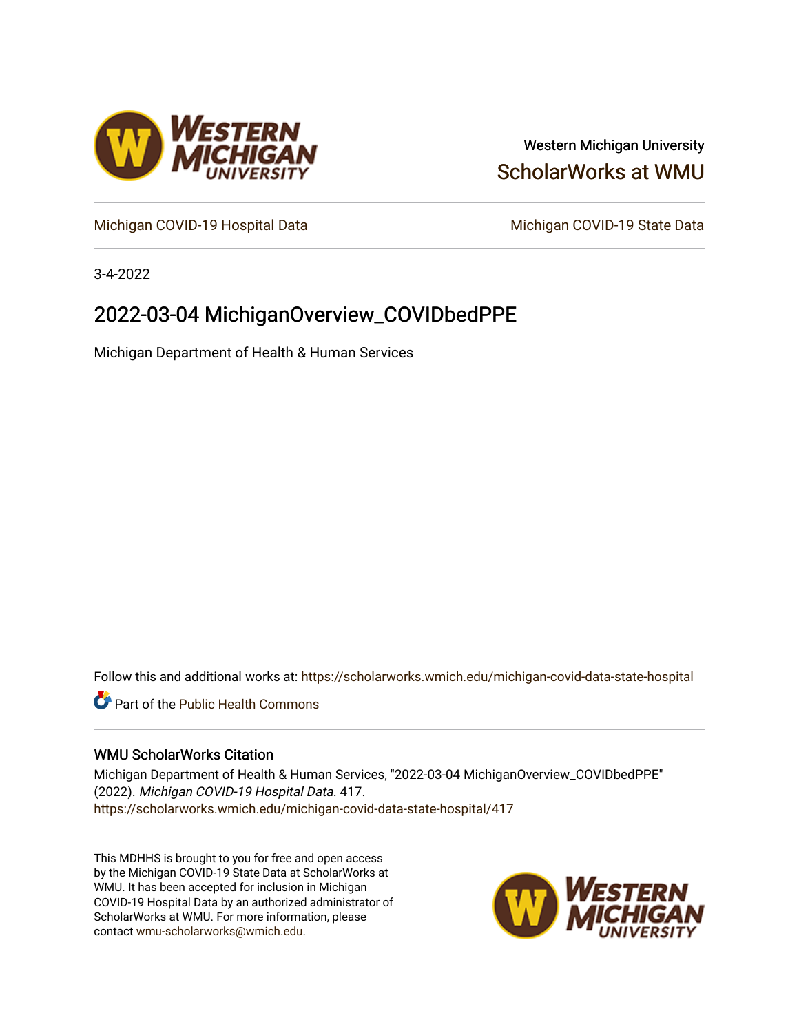Western Michigan University

ScholarWorks at WMU

Michigan COVID-19 Hospital Data

Michigan COVID-19 State Data

3-4-2022

# 2022-03-04 MichiganOverview_COVIDbedPPE

Michigan Department of Health & Human Services

Follow this and additional works at: https://scholarworks.wmich.edu/michigan-covid-data-state-hospital

Part of the Public Health Commons

## WMU ScholarWorks Citation

Michigan Department of Health & Human Services, "2022-03-04 MichiganOverview_COVIDbedPPE" (2022). *Michigan COVID-19 Hospital Data*. 417.
https://scholarworks.wmich.edu/michigan-covid-data-state-hospital/417

This MDHHS is brought to you for free and open access by the Michigan COVID-19 State Data at ScholarWorks at WMU. It has been accepted for inclusion in Michigan COVID-19 Hospital Data by an authorized administrator of ScholarWorks at WMU. For more information, please contact wmu-scholarworks@wmich.edu.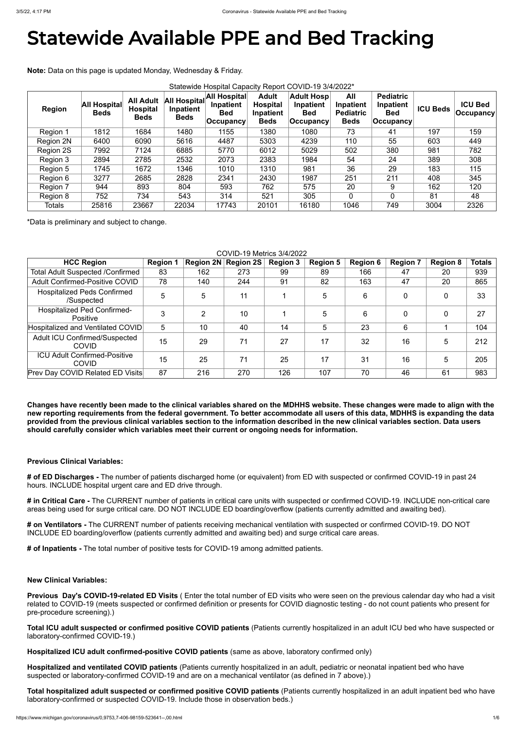# Statewide Available PPE and Bed Tracking

**Note:** Data on this page is updated Monday, Wednesday & Friday.

Statewide Hospital Capacity Report COVID-19 3/4/2022*

| Region | All Hospital Beds | All Adult Hospital Beds | All Hospital Inpatient Beds | All Hospital Inpatient Bed Occupancy | Adult Hospital Inpatient Beds | Adult Hosp Inpatient Bed Occupancy | All Inpatient Pediatric Beds | Pediatric Inpatient Bed Occupancy | ICU Beds | ICU Bed Occupancy |
|---|---|---|---|---|---|---|---|---|---|---|
| Region 1 | 1812 | 1684 | 1480 | 1155 | 1380 | 1080 | 73 | 41 | 197 | 159 |
| Region 2N | 6400 | 6090 | 5616 | 4487 | 5303 | 4239 | 110 | 55 | 603 | 449 |
| Region 2S | 7992 | 7124 | 6885 | 5770 | 6012 | 5029 | 502 | 380 | 981 | 782 |
| Region 3 | 2894 | 2785 | 2532 | 2073 | 2383 | 1984 | 54 | 24 | 389 | 308 |
| Region 5 | 1745 | 1672 | 1346 | 1010 | 1310 | 981 | 36 | 29 | 183 | 115 |
| Region 6 | 3277 | 2685 | 2828 | 2341 | 2430 | 1987 | 251 | 211 | 408 | 345 |
| Region 7 | 944 | 893 | 804 | 593 | 762 | 575 | 20 | 9 | 162 | 120 |
| Region 8 | 752 | 734 | 543 | 314 | 521 | 305 | 0 | 0 | 81 | 48 |
| Totals | 25816 | 23667 | 22034 | 17743 | 20101 | 16180 | 1046 | 749 | 3004 | 2326 |

*Data is preliminary and subject to change.

COVID-19 Metrics 3/4/2022

| HCC Region | Region 1 | Region 2N | Region 2S | Region 3 | Region 5 | Region 6 | Region 7 | Region 8 | Totals |
|---|---|---|---|---|---|---|---|---|---|
| Total Adult Suspected /Confirmed | 83 | 162 | 273 | 99 | 89 | 166 | 47 | 20 | 939 |
| Adult Confirmed-Positive COVID | 78 | 140 | 244 | 91 | 82 | 163 | 47 | 20 | 865 |
| Hospitalized Peds Confirmed /Suspected | 5 | 5 | 11 | 1 | 5 | 6 | 0 | 0 | 33 |
| Hospitalized Ped Confirmed-Positive | 3 | 2 | 10 | 1 | 5 | 6 | 0 | 0 | 27 |
| Hospitalized and Ventilated COVID | 5 | 10 | 40 | 14 | 5 | 23 | 6 | 1 | 104 |
| Adult ICU Confirmed/Suspected COVID | 15 | 29 | 71 | 27 | 17 | 32 | 16 | 5 | 212 |
| ICU Adult Confirmed-Positive COVID | 15 | 25 | 71 | 25 | 17 | 31 | 16 | 5 | 205 |
| Prev Day COVID Related ED Visits | 87 | 216 | 270 | 126 | 107 | 70 | 46 | 61 | 983 |

**Changes have recently been made to the clinical variables shared on the MDHHS website. These changes were made to align with the new reporting requirements from the federal government. To better accommodate all users of this data, MDHHS is expanding the data provided from the previous clinical variables section to the information described in the new clinical variables section. Data users should carefully consider which variables meet their current or ongoing needs for information.**

**Previous Clinical Variables:**

**# of ED Discharges -** The number of patients discharged home (or equivalent) from ED with suspected or confirmed COVID-19 in past 24 hours. INCLUDE hospital urgent care and ED drive through.

**# in Critical Care -** The CURRENT number of patients in critical care units with suspected or confirmed COVID-19. INCLUDE non-critical care areas being used for surge critical care. DO NOT INCLUDE ED boarding/overflow (patients currently admitted and awaiting bed).

**# on Ventilators -** The CURRENT number of patients receiving mechanical ventilation with suspected or confirmed COVID-19. DO NOT INCLUDE ED boarding/overflow (patients currently admitted and awaiting bed) and surge critical care areas.

**# of Inpatients -** The total number of positive tests for COVID-19 among admitted patients.

**New Clinical Variables:**

**Previous Day's COVID-19-related ED Visits** ( Enter the total number of ED visits who were seen on the previous calendar day who had a visit related to COVID-19 (meets suspected or confirmed definition or presents for COVID diagnostic testing - do not count patients who present for pre-procedure screening).)

**Total ICU adult suspected or confirmed positive COVID patients** (Patients currently hospitalized in an adult ICU bed who have suspected or laboratory-confirmed COVID-19.)

**Hospitalized ICU adult confirmed-positive COVID patients** (same as above, laboratory confirmed only)

**Hospitalized and ventilated COVID patients** (Patients currently hospitalized in an adult, pediatric or neonatal inpatient bed who have suspected or laboratory-confirmed COVID-19 and are on a mechanical ventilator (as defined in 7 above).)

**Total hospitalized adult suspected or confirmed positive COVID patients** (Patients currently hospitalized in an adult inpatient bed who have laboratory-confirmed or suspected COVID-19. Include those in observation beds.)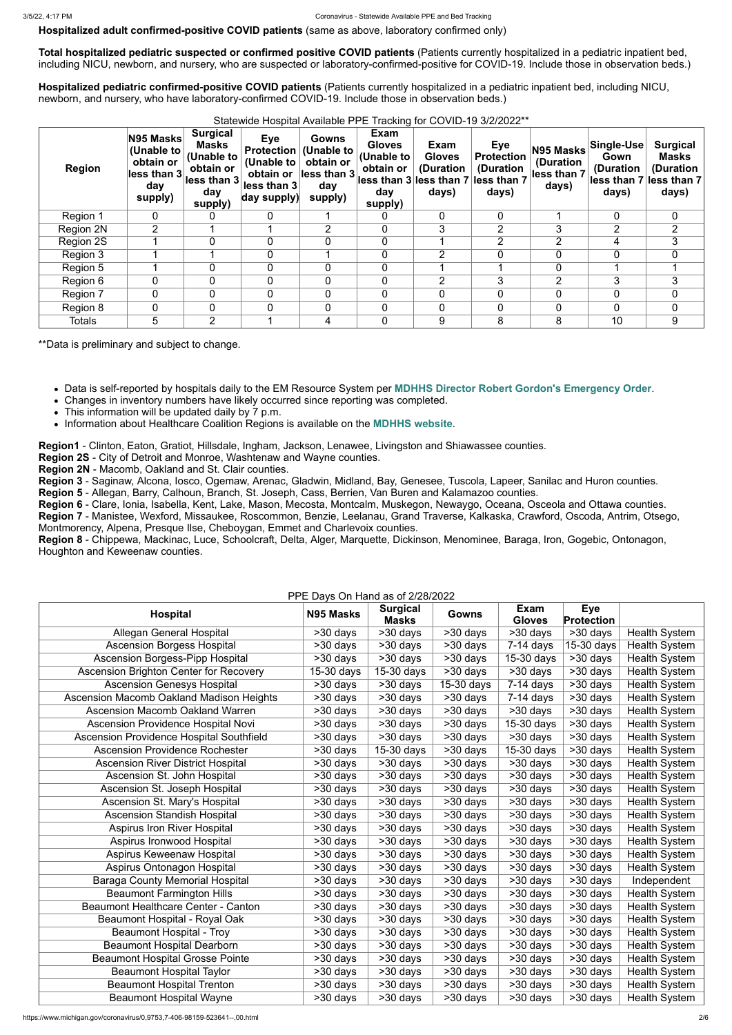**Hospitalized adult confirmed-positive COVID patients** (same as above, laboratory confirmed only)

**Total hospitalized pediatric suspected or confirmed positive COVID patients** (Patients currently hospitalized in a pediatric inpatient bed, including NICU, newborn, and nursery, who are suspected or laboratory-confirmed-positive for COVID-19. Include those in observation beds.)

**Hospitalized pediatric confirmed-positive COVID patients** (Patients currently hospitalized in a pediatric inpatient bed, including NICU, newborn, and nursery, who have laboratory-confirmed COVID-19. Include those in observation beds.)

Statewide Hospital Available PPE Tracking for COVID-19 3/2/2022**

| Region | N95 Masks (Unable to obtain or less than 3 day supply) | Surgical Masks (Unable to obtain or less than 3 day supply) | Eye Protection (Unable to obtain or less than 3 day supply) | Gowns (Unable to obtain or less than 3 day supply) | Exam Gloves (Unable to obtain or less than 3 day supply) | Exam Gloves (Duration less than 7 days) | Eye Protection (Duration less than 7 days) | N95 Masks (Duration less than 7 days) | Single-Use Gown (Duration less than 7 days) | Surgical Masks (Duration less than 7 days) |
|---|---|---|---|---|---|---|---|---|---|---|
| Region 1 | 0 | 0 | 0 | 1 | 0 | 0 | 0 | 1 | 0 | 0 |
| Region 2N | 2 | 1 | 1 | 2 | 0 | 3 | 2 | 3 | 2 | 2 |
| Region 2S | 1 | 0 | 0 | 0 | 0 | 1 | 2 | 2 | 4 | 3 |
| Region 3 | 1 | 1 | 0 | 1 | 0 | 2 | 0 | 0 | 0 | 0 |
| Region 5 | 1 | 0 | 0 | 0 | 0 | 1 | 1 | 0 | 1 | 1 |
| Region 6 | 0 | 0 | 0 | 0 | 0 | 2 | 3 | 2 | 3 | 3 |
| Region 7 | 0 | 0 | 0 | 0 | 0 | 0 | 0 | 0 | 0 | 0 |
| Region 8 | 0 | 0 | 0 | 0 | 0 | 0 | 0 | 0 | 0 | 0 |
| Totals | 5 | 2 | 1 | 4 | 0 | 9 | 8 | 8 | 10 | 9 |

**Data is preliminary and subject to change.

- Data is self-reported by hospitals daily to the EM Resource System per **MDHHS Director Robert Gordon's Emergency Order**.
- Changes in inventory numbers have likely occurred since reporting was completed.
- This information will be updated daily by 7 p.m.
- Information about Healthcare Coalition Regions is available on the **MDHHS website**.

**Region1** - Clinton, Eaton, Gratiot, Hillsdale, Ingham, Jackson, Lenawee, Livingston and Shiawassee counties.
**Region 2S** - City of Detroit and Monroe, Washtenaw and Wayne counties.
**Region 2N** - Macomb, Oakland and St. Clair counties.
**Region 3** - Saginaw, Alcona, Iosco, Ogemaw, Arenac, Gladwin, Midland, Bay, Genesee, Tuscola, Lapeer, Sanilac and Huron counties.
**Region 5** - Allegan, Barry, Calhoun, Branch, St. Joseph, Cass, Berrien, Van Buren and Kalamazoo counties.
**Region 6** - Clare, Ionia, Isabella, Kent, Lake, Mason, Mecosta, Montcalm, Muskegon, Newaygo, Oceana, Osceola and Ottawa counties.
**Region 7** - Manistee, Wexford, Missaukee, Roscommon, Benzie, Leelanau, Grand Traverse, Kalkaska, Crawford, Oscoda, Antrim, Otsego, Montmorency, Alpena, Presque Isle, Cheboygan, Emmet and Charlevoix counties.
**Region 8** - Chippewa, Mackinac, Luce, Schoolcraft, Delta, Alger, Marquette, Dickinson, Menominee, Baraga, Iron, Gogebic, Ontonagon, Houghton and Keweenaw counties.

PPE Days On Hand as of 2/28/2022

| Hospital | N95 Masks | Surgical Masks | Gowns | Exam Gloves | Eye Protection | |
|---|---|---|---|---|---|---|
| Allegan General Hospital | >30 days | >30 days | >30 days | >30 days | >30 days | Health System |
| Ascension Borgess Hospital | >30 days | >30 days | >30 days | 7-14 days | 15-30 days | Health System |
| Ascension Borgess-Pipp Hospital | >30 days | >30 days | >30 days | 15-30 days | >30 days | Health System |
| Ascension Brighton Center for Recovery | 15-30 days | 15-30 days | >30 days | >30 days | >30 days | Health System |
| Ascension Genesys Hospital | >30 days | >30 days | 15-30 days | 7-14 days | >30 days | Health System |
| Ascension Macomb Oakland Madison Heights | >30 days | >30 days | >30 days | 7-14 days | >30 days | Health System |
| Ascension Macomb Oakland Warren | >30 days | >30 days | >30 days | >30 days | >30 days | Health System |
| Ascension Providence Hospital Novi | >30 days | >30 days | >30 days | 15-30 days | >30 days | Health System |
| Ascension Providence Hospital Southfield | >30 days | >30 days | >30 days | >30 days | >30 days | Health System |
| Ascension Providence Rochester | >30 days | 15-30 days | >30 days | 15-30 days | >30 days | Health System |
| Ascension River District Hospital | >30 days | >30 days | >30 days | >30 days | >30 days | Health System |
| Ascension St. John Hospital | >30 days | >30 days | >30 days | >30 days | >30 days | Health System |
| Ascension St. Joseph Hospital | >30 days | >30 days | >30 days | >30 days | >30 days | Health System |
| Ascension St. Mary's Hospital | >30 days | >30 days | >30 days | >30 days | >30 days | Health System |
| Ascension Standish Hospital | >30 days | >30 days | >30 days | >30 days | >30 days | Health System |
| Aspirus Iron River Hospital | >30 days | >30 days | >30 days | >30 days | >30 days | Health System |
| Aspirus Ironwood Hospital | >30 days | >30 days | >30 days | >30 days | >30 days | Health System |
| Aspirus Keweenaw Hospital | >30 days | >30 days | >30 days | >30 days | >30 days | Health System |
| Aspirus Ontonagon Hospital | >30 days | >30 days | >30 days | >30 days | >30 days | Health System |
| Baraga County Memorial Hospital | >30 days | >30 days | >30 days | >30 days | >30 days | Independent |
| Beaumont Farmington Hills | >30 days | >30 days | >30 days | >30 days | >30 days | Health System |
| Beaumont Healthcare Center - Canton | >30 days | >30 days | >30 days | >30 days | >30 days | Health System |
| Beaumont Hospital - Royal Oak | >30 days | >30 days | >30 days | >30 days | >30 days | Health System |
| Beaumont Hospital - Troy | >30 days | >30 days | >30 days | >30 days | >30 days | Health System |
| Beaumont Hospital Dearborn | >30 days | >30 days | >30 days | >30 days | >30 days | Health System |
| Beaumont Hospital Grosse Pointe | >30 days | >30 days | >30 days | >30 days | >30 days | Health System |
| Beaumont Hospital Taylor | >30 days | >30 days | >30 days | >30 days | >30 days | Health System |
| Beaumont Hospital Trenton | >30 days | >30 days | >30 days | >30 days | >30 days | Health System |
| Beaumont Hospital Wayne | >30 days | >30 days | >30 days | >30 days | >30 days | Health System |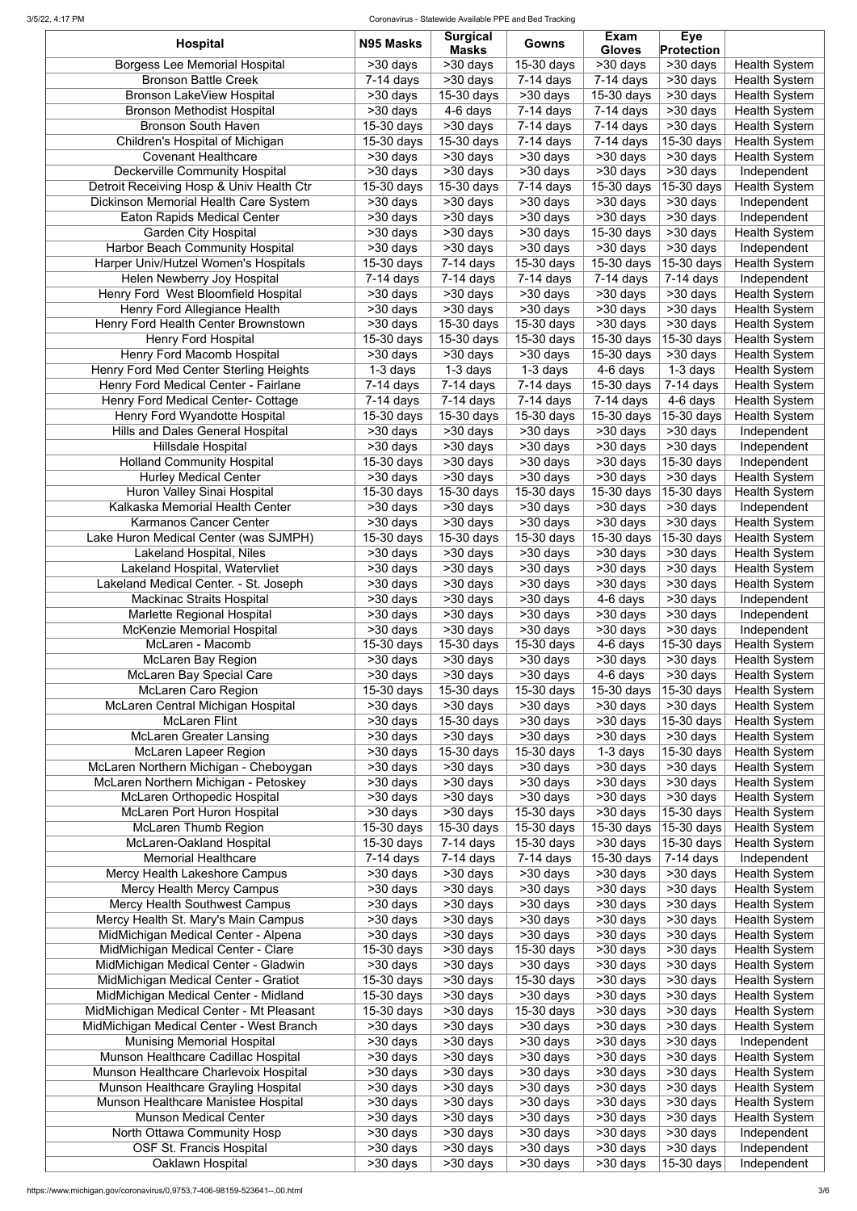| Hospital | N95 Masks | Surgical Masks | Gowns | Exam Gloves | Eye Protection | |
|---|---|---|---|---|---|---|
| Borgess Lee Memorial Hospital | >30 days | >30 days | 15-30 days | >30 days | >30 days | Health System |
| Bronson Battle Creek | 7-14 days | >30 days | 7-14 days | 7-14 days | >30 days | Health System |
| Bronson LakeView Hospital | >30 days | 15-30 days | >30 days | 15-30 days | >30 days | Health System |
| Bronson Methodist Hospital | >30 days | 4-6 days | 7-14 days | 7-14 days | >30 days | Health System |
| Bronson South Haven | 15-30 days | >30 days | 7-14 days | 7-14 days | >30 days | Health System |
| Children's Hospital of Michigan | 15-30 days | 15-30 days | 7-14 days | 7-14 days | 15-30 days | Health System |
| Covenant Healthcare | >30 days | >30 days | >30 days | >30 days | >30 days | Health System |
| Deckerville Community Hospital | >30 days | >30 days | >30 days | >30 days | >30 days | Independent |
| Detroit Receiving Hosp & Univ Health Ctr | 15-30 days | 15-30 days | 7-14 days | 15-30 days | 15-30 days | Health System |
| Dickinson Memorial Health Care System | >30 days | >30 days | >30 days | >30 days | >30 days | Independent |
| Eaton Rapids Medical Center | >30 days | >30 days | >30 days | >30 days | >30 days | Independent |
| Garden City Hospital | >30 days | >30 days | >30 days | 15-30 days | >30 days | Health System |
| Harbor Beach Community Hospital | >30 days | >30 days | >30 days | >30 days | >30 days | Independent |
| Harper Univ/Hutzel Women's Hospitals | 15-30 days | 7-14 days | 15-30 days | 15-30 days | 15-30 days | Health System |
| Helen Newberry Joy Hospital | 7-14 days | 7-14 days | 7-14 days | 7-14 days | 7-14 days | Independent |
| Henry Ford West Bloomfield Hospital | >30 days | >30 days | >30 days | >30 days | >30 days | Health System |
| Henry Ford Allegiance Health | >30 days | >30 days | >30 days | >30 days | >30 days | Health System |
| Henry Ford Health Center Brownstown | >30 days | 15-30 days | 15-30 days | >30 days | >30 days | Health System |
| Henry Ford Hospital | 15-30 days | 15-30 days | 15-30 days | 15-30 days | 15-30 days | Health System |
| Henry Ford Macomb Hospital | >30 days | >30 days | >30 days | 15-30 days | >30 days | Health System |
| Henry Ford Med Center Sterling Heights | 1-3 days | 1-3 days | 1-3 days | 4-6 days | 1-3 days | Health System |
| Henry Ford Medical Center - Fairlane | 7-14 days | 7-14 days | 7-14 days | 15-30 days | 7-14 days | Health System |
| Henry Ford Medical Center- Cottage | 7-14 days | 7-14 days | 7-14 days | 7-14 days | 4-6 days | Health System |
| Henry Ford Wyandotte Hospital | 15-30 days | 15-30 days | 15-30 days | 15-30 days | 15-30 days | Health System |
| Hills and Dales General Hospital | >30 days | >30 days | >30 days | >30 days | >30 days | Independent |
| Hillsdale Hospital | >30 days | >30 days | >30 days | >30 days | >30 days | Independent |
| Holland Community Hospital | 15-30 days | >30 days | >30 days | >30 days | 15-30 days | Independent |
| Hurley Medical Center | >30 days | >30 days | >30 days | >30 days | >30 days | Health System |
| Huron Valley Sinai Hospital | 15-30 days | 15-30 days | 15-30 days | 15-30 days | 15-30 days | Health System |
| Kalkaska Memorial Health Center | >30 days | >30 days | >30 days | >30 days | >30 days | Independent |
| Karmanos Cancer Center | >30 days | >30 days | >30 days | >30 days | >30 days | Health System |
| Lake Huron Medical Center (was SJMPH) | 15-30 days | 15-30 days | 15-30 days | 15-30 days | 15-30 days | Health System |
| Lakeland Hospital, Niles | >30 days | >30 days | >30 days | >30 days | >30 days | Health System |
| Lakeland Hospital, Watervliet | >30 days | >30 days | >30 days | >30 days | >30 days | Health System |
| Lakeland Medical Center. - St. Joseph | >30 days | >30 days | >30 days | >30 days | >30 days | Health System |
| Mackinac Straits Hospital | >30 days | >30 days | >30 days | 4-6 days | >30 days | Independent |
| Marlette Regional Hospital | >30 days | >30 days | >30 days | >30 days | >30 days | Independent |
| McKenzie Memorial Hospital | >30 days | >30 days | >30 days | >30 days | >30 days | Independent |
| McLaren - Macomb | 15-30 days | 15-30 days | 15-30 days | 4-6 days | 15-30 days | Health System |
| McLaren Bay Region | >30 days | >30 days | >30 days | >30 days | >30 days | Health System |
| McLaren Bay Special Care | >30 days | >30 days | >30 days | 4-6 days | >30 days | Health System |
| McLaren Caro Region | 15-30 days | 15-30 days | 15-30 days | 15-30 days | 15-30 days | Health System |
| McLaren Central Michigan Hospital | >30 days | >30 days | >30 days | >30 days | >30 days | Health System |
| McLaren Flint | >30 days | 15-30 days | >30 days | >30 days | 15-30 days | Health System |
| McLaren Greater Lansing | >30 days | >30 days | >30 days | >30 days | >30 days | Health System |
| McLaren Lapeer Region | >30 days | 15-30 days | 15-30 days | 1-3 days | 15-30 days | Health System |
| McLaren Northern Michigan - Cheboygan | >30 days | >30 days | >30 days | >30 days | >30 days | Health System |
| McLaren Northern Michigan - Petoskey | >30 days | >30 days | >30 days | >30 days | >30 days | Health System |
| McLaren Orthopedic Hospital | >30 days | >30 days | >30 days | >30 days | >30 days | Health System |
| McLaren Port Huron Hospital | >30 days | >30 days | 15-30 days | >30 days | 15-30 days | Health System |
| McLaren Thumb Region | 15-30 days | 15-30 days | 15-30 days | 15-30 days | 15-30 days | Health System |
| McLaren-Oakland Hospital | 15-30 days | 7-14 days | 15-30 days | >30 days | 15-30 days | Health System |
| Memorial Healthcare | 7-14 days | 7-14 days | 7-14 days | 15-30 days | 7-14 days | Independent |
| Mercy Health Lakeshore Campus | >30 days | >30 days | >30 days | >30 days | >30 days | Health System |
| Mercy Health Mercy Campus | >30 days | >30 days | >30 days | >30 days | >30 days | Health System |
| Mercy Health Southwest Campus | >30 days | >30 days | >30 days | >30 days | >30 days | Health System |
| Mercy Health St. Mary's Main Campus | >30 days | >30 days | >30 days | >30 days | >30 days | Health System |
| MidMichigan Medical Center - Alpena | >30 days | >30 days | >30 days | >30 days | >30 days | Health System |
| MidMichigan Medical Center - Clare | 15-30 days | >30 days | 15-30 days | >30 days | >30 days | Health System |
| MidMichigan Medical Center - Gladwin | >30 days | >30 days | >30 days | >30 days | >30 days | Health System |
| MidMichigan Medical Center - Gratiot | 15-30 days | >30 days | 15-30 days | >30 days | >30 days | Health System |
| MidMichigan Medical Center - Midland | 15-30 days | >30 days | >30 days | >30 days | >30 days | Health System |
| MidMichigan Medical Center - Mt Pleasant | 15-30 days | >30 days | 15-30 days | >30 days | >30 days | Health System |
| MidMichigan Medical Center - West Branch | >30 days | >30 days | >30 days | >30 days | >30 days | Health System |
| Munising Memorial Hospital | >30 days | >30 days | >30 days | >30 days | >30 days | Independent |
| Munson Healthcare Cadillac Hospital | >30 days | >30 days | >30 days | >30 days | >30 days | Health System |
| Munson Healthcare Charlevoix Hospital | >30 days | >30 days | >30 days | >30 days | >30 days | Health System |
| Munson Healthcare Grayling Hospital | >30 days | >30 days | >30 days | >30 days | >30 days | Health System |
| Munson Healthcare Manistee Hospital | >30 days | >30 days | >30 days | >30 days | >30 days | Health System |
| Munson Medical Center | >30 days | >30 days | >30 days | >30 days | >30 days | Health System |
| North Ottawa Community Hosp | >30 days | >30 days | >30 days | >30 days | >30 days | Independent |
| OSF St. Francis Hospital | >30 days | >30 days | >30 days | >30 days | >30 days | Independent |
| Oaklawn Hospital | >30 days | >30 days | >30 days | >30 days | 15-30 days | Independent |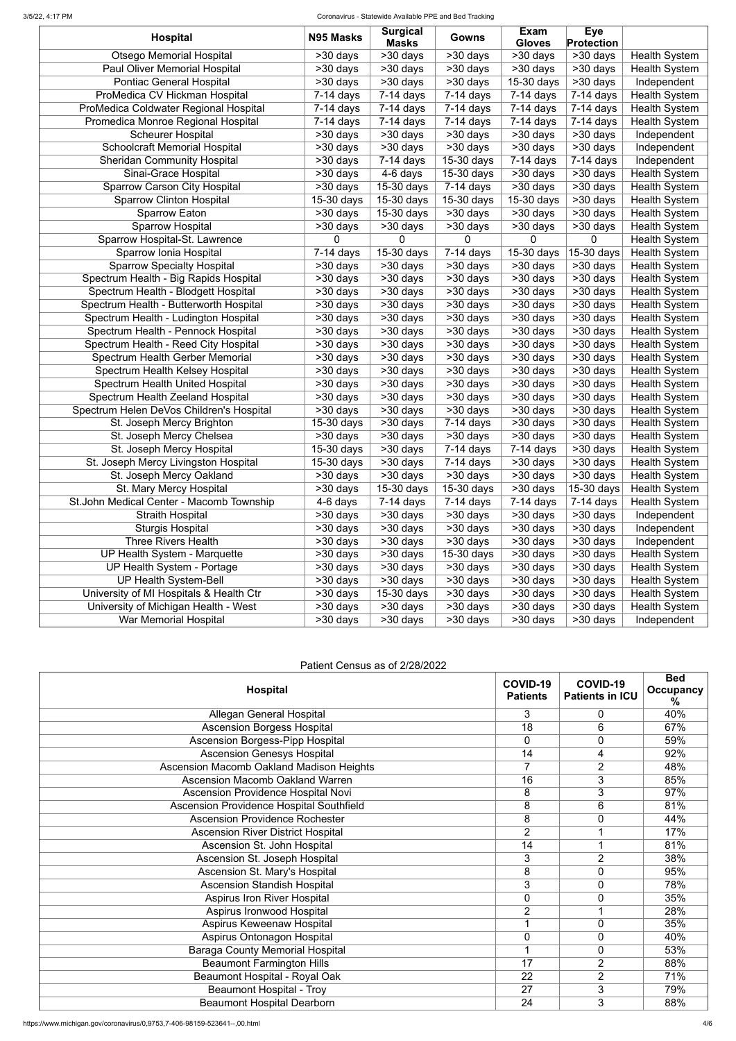| Hospital | N95 Masks | Surgical Masks | Gowns | Exam Gloves | Eye Protection | |
|---|---|---|---|---|---|---|
| Otsego Memorial Hospital | >30 days | >30 days | >30 days | >30 days | >30 days | Health System |
| Paul Oliver Memorial Hospital | >30 days | >30 days | >30 days | >30 days | >30 days | Health System |
| Pontiac General Hospital | >30 days | >30 days | >30 days | 15-30 days | >30 days | Independent |
| ProMedica CV Hickman Hospital | 7-14 days | 7-14 days | 7-14 days | 7-14 days | 7-14 days | Health System |
| ProMedica Coldwater Regional Hospital | 7-14 days | 7-14 days | 7-14 days | 7-14 days | 7-14 days | Health System |
| Promedica Monroe Regional Hospital | 7-14 days | 7-14 days | 7-14 days | 7-14 days | 7-14 days | Health System |
| Scheurer Hospital | >30 days | >30 days | >30 days | >30 days | >30 days | Independent |
| Schoolcraft Memorial Hospital | >30 days | >30 days | >30 days | >30 days | >30 days | Independent |
| Sheridan Community Hospital | >30 days | 7-14 days | 15-30 days | 7-14 days | 7-14 days | Independent |
| Sinai-Grace Hospital | >30 days | 4-6 days | 15-30 days | >30 days | >30 days | Health System |
| Sparrow Carson City Hospital | >30 days | 15-30 days | 7-14 days | >30 days | >30 days | Health System |
| Sparrow Clinton Hospital | 15-30 days | 15-30 days | 15-30 days | 15-30 days | >30 days | Health System |
| Sparrow Eaton | >30 days | 15-30 days | >30 days | >30 days | >30 days | Health System |
| Sparrow Hospital | >30 days | >30 days | >30 days | >30 days | >30 days | Health System |
| Sparrow Hospital-St. Lawrence | 0 | 0 | 0 | 0 | 0 | Health System |
| Sparrow Ionia Hospital | 7-14 days | 15-30 days | 7-14 days | 15-30 days | 15-30 days | Health System |
| Sparrow Specialty Hospital | >30 days | >30 days | >30 days | >30 days | >30 days | Health System |
| Spectrum Health - Big Rapids Hospital | >30 days | >30 days | >30 days | >30 days | >30 days | Health System |
| Spectrum Health - Blodgett Hospital | >30 days | >30 days | >30 days | >30 days | >30 days | Health System |
| Spectrum Health - Butterworth Hospital | >30 days | >30 days | >30 days | >30 days | >30 days | Health System |
| Spectrum Health - Ludington Hospital | >30 days | >30 days | >30 days | >30 days | >30 days | Health System |
| Spectrum Health - Pennock Hospital | >30 days | >30 days | >30 days | >30 days | >30 days | Health System |
| Spectrum Health - Reed City Hospital | >30 days | >30 days | >30 days | >30 days | >30 days | Health System |
| Spectrum Health Gerber Memorial | >30 days | >30 days | >30 days | >30 days | >30 days | Health System |
| Spectrum Health Kelsey Hospital | >30 days | >30 days | >30 days | >30 days | >30 days | Health System |
| Spectrum Health United Hospital | >30 days | >30 days | >30 days | >30 days | >30 days | Health System |
| Spectrum Health Zeeland Hospital | >30 days | >30 days | >30 days | >30 days | >30 days | Health System |
| Spectrum Helen DeVos Children's Hospital | >30 days | >30 days | >30 days | >30 days | >30 days | Health System |
| St. Joseph Mercy Brighton | 15-30 days | >30 days | 7-14 days | >30 days | >30 days | Health System |
| St. Joseph Mercy Chelsea | >30 days | >30 days | >30 days | >30 days | >30 days | Health System |
| St. Joseph Mercy Hospital | 15-30 days | >30 days | 7-14 days | 7-14 days | >30 days | Health System |
| St. Joseph Mercy Livingston Hospital | 15-30 days | >30 days | 7-14 days | >30 days | >30 days | Health System |
| St. Joseph Mercy Oakland | >30 days | >30 days | >30 days | >30 days | >30 days | Health System |
| St. Mary Mercy Hospital | >30 days | 15-30 days | 15-30 days | >30 days | 15-30 days | Health System |
| St.John Medical Center - Macomb Township | 4-6 days | 7-14 days | 7-14 days | 7-14 days | 7-14 days | Health System |
| Straith Hospital | >30 days | >30 days | >30 days | >30 days | >30 days | Independent |
| Sturgis Hospital | >30 days | >30 days | >30 days | >30 days | >30 days | Independent |
| Three Rivers Health | >30 days | >30 days | >30 days | >30 days | >30 days | Independent |
| UP Health System - Marquette | >30 days | >30 days | 15-30 days | >30 days | >30 days | Health System |
| UP Health System - Portage | >30 days | >30 days | >30 days | >30 days | >30 days | Health System |
| UP Health System-Bell | >30 days | >30 days | >30 days | >30 days | >30 days | Health System |
| University of MI Hospitals & Health Ctr | >30 days | 15-30 days | >30 days | >30 days | >30 days | Health System |
| University of Michigan Health - West | >30 days | >30 days | >30 days | >30 days | >30 days | Health System |
| War Memorial Hospital | >30 days | >30 days | >30 days | >30 days | >30 days | Independent |

Patient Census as of 2/28/2022

| Hospital | COVID-19 Patients | COVID-19 Patients in ICU | Bed Occupancy % |
|---|---|---|---|
| Allegan General Hospital | 3 | 0 | 40% |
| Ascension Borgess Hospital | 18 | 6 | 67% |
| Ascension Borgess-Pipp Hospital | 0 | 0 | 59% |
| Ascension Genesys Hospital | 14 | 4 | 92% |
| Ascension Macomb Oakland Madison Heights | 7 | 2 | 48% |
| Ascension Macomb Oakland Warren | 16 | 3 | 85% |
| Ascension Providence Hospital Novi | 8 | 3 | 97% |
| Ascension Providence Hospital Southfield | 8 | 6 | 81% |
| Ascension Providence Rochester | 8 | 0 | 44% |
| Ascension River District Hospital | 2 | 1 | 17% |
| Ascension St. John Hospital | 14 | 1 | 81% |
| Ascension St. Joseph Hospital | 3 | 2 | 38% |
| Ascension St. Mary's Hospital | 8 | 0 | 95% |
| Ascension Standish Hospital | 3 | 0 | 78% |
| Aspirus Iron River Hospital | 0 | 0 | 35% |
| Aspirus Ironwood Hospital | 2 | 1 | 28% |
| Aspirus Keweenaw Hospital | 1 | 0 | 35% |
| Aspirus Ontonagon Hospital | 0 | 0 | 40% |
| Baraga County Memorial Hospital | 1 | 0 | 53% |
| Beaumont Farmington Hills | 17 | 2 | 88% |
| Beaumont Hospital - Royal Oak | 22 | 2 | 71% |
| Beaumont Hospital - Troy | 27 | 3 | 79% |
| Beaumont Hospital Dearborn | 24 | 3 | 88% |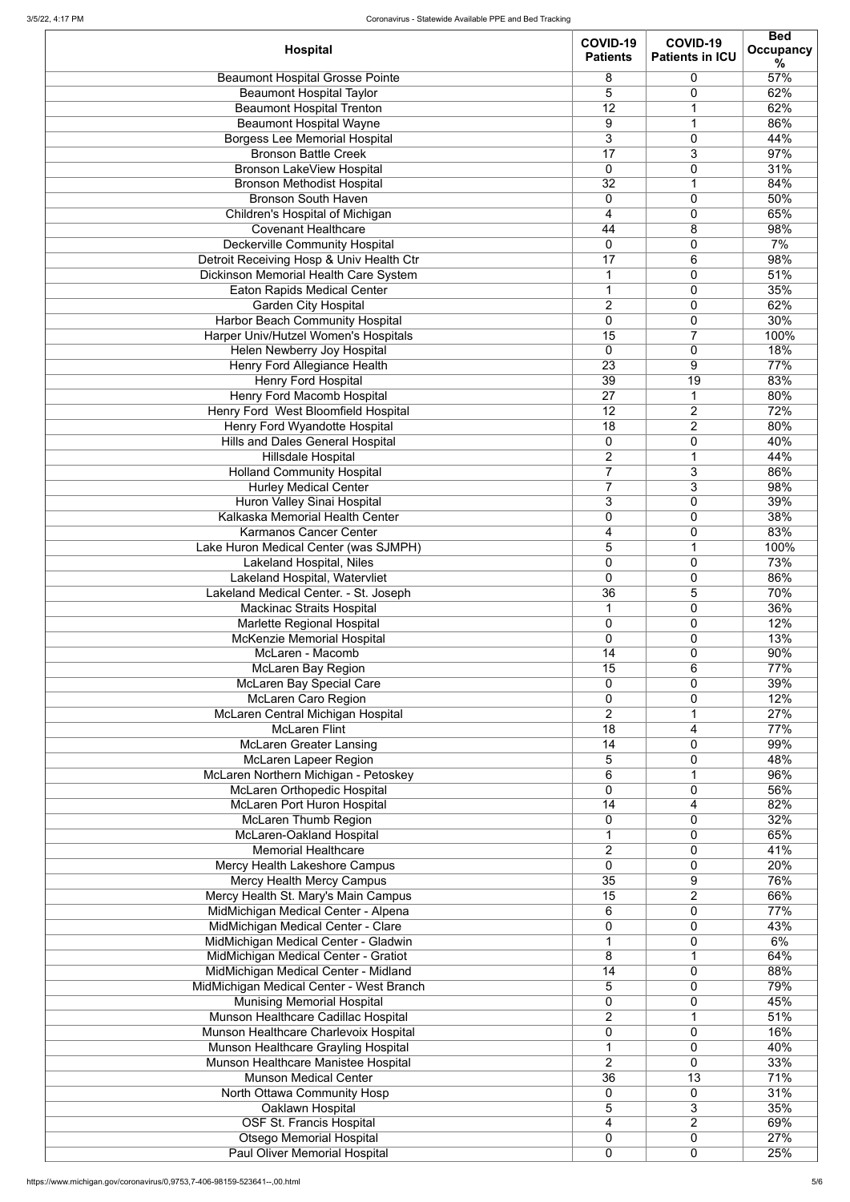| Hospital | COVID-19 Patients | COVID-19 Patients in ICU | Bed Occupancy % |
|---|---|---|---|
| Beaumont Hospital Grosse Pointe | 8 | 0 | 57% |
| Beaumont Hospital Taylor | 5 | 0 | 62% |
| Beaumont Hospital Trenton | 12 | 1 | 62% |
| Beaumont Hospital Wayne | 9 | 1 | 86% |
| Borgess Lee Memorial Hospital | 3 | 0 | 44% |
| Bronson Battle Creek | 17 | 3 | 97% |
| Bronson LakeView Hospital | 0 | 0 | 31% |
| Bronson Methodist Hospital | 32 | 1 | 84% |
| Bronson South Haven | 0 | 0 | 50% |
| Children's Hospital of Michigan | 4 | 0 | 65% |
| Covenant Healthcare | 44 | 8 | 98% |
| Deckerville Community Hospital | 0 | 0 | 7% |
| Detroit Receiving Hosp & Univ Health Ctr | 17 | 6 | 98% |
| Dickinson Memorial Health Care System | 1 | 0 | 51% |
| Eaton Rapids Medical Center | 1 | 0 | 35% |
| Garden City Hospital | 2 | 0 | 62% |
| Harbor Beach Community Hospital | 0 | 0 | 30% |
| Harper Univ/Hutzel Women's Hospitals | 15 | 7 | 100% |
| Helen Newberry Joy Hospital | 0 | 0 | 18% |
| Henry Ford Allegiance Health | 23 | 9 | 77% |
| Henry Ford Hospital | 39 | 19 | 83% |
| Henry Ford Macomb Hospital | 27 | 1 | 80% |
| Henry Ford West Bloomfield Hospital | 12 | 2 | 72% |
| Henry Ford Wyandotte Hospital | 18 | 2 | 80% |
| Hills and Dales General Hospital | 0 | 0 | 40% |
| Hillsdale Hospital | 2 | 1 | 44% |
| Holland Community Hospital | 7 | 3 | 86% |
| Hurley Medical Center | 7 | 3 | 98% |
| Huron Valley Sinai Hospital | 3 | 0 | 39% |
| Kalkaska Memorial Health Center | 0 | 0 | 38% |
| Karmanos Cancer Center | 4 | 0 | 83% |
| Lake Huron Medical Center (was SJMPH) | 5 | 1 | 100% |
| Lakeland Hospital, Niles | 0 | 0 | 73% |
| Lakeland Hospital, Watervliet | 0 | 0 | 86% |
| Lakeland Medical Center. - St. Joseph | 36 | 5 | 70% |
| Mackinac Straits Hospital | 1 | 0 | 36% |
| Marlette Regional Hospital | 0 | 0 | 12% |
| McKenzie Memorial Hospital | 0 | 0 | 13% |
| McLaren - Macomb | 14 | 0 | 90% |
| McLaren Bay Region | 15 | 6 | 77% |
| McLaren Bay Special Care | 0 | 0 | 39% |
| McLaren Caro Region | 0 | 0 | 12% |
| McLaren Central Michigan Hospital | 2 | 1 | 27% |
| McLaren Flint | 18 | 4 | 77% |
| McLaren Greater Lansing | 14 | 0 | 99% |
| McLaren Lapeer Region | 5 | 0 | 48% |
| McLaren Northern Michigan - Petoskey | 6 | 1 | 96% |
| McLaren Orthopedic Hospital | 0 | 0 | 56% |
| McLaren Port Huron Hospital | 14 | 4 | 82% |
| McLaren Thumb Region | 0 | 0 | 32% |
| McLaren-Oakland Hospital | 1 | 0 | 65% |
| Memorial Healthcare | 2 | 0 | 41% |
| Mercy Health Lakeshore Campus | 0 | 0 | 20% |
| Mercy Health Mercy Campus | 35 | 9 | 76% |
| Mercy Health St. Mary's Main Campus | 15 | 2 | 66% |
| MidMichigan Medical Center - Alpena | 6 | 0 | 77% |
| MidMichigan Medical Center - Clare | 0 | 0 | 43% |
| MidMichigan Medical Center - Gladwin | 1 | 0 | 6% |
| MidMichigan Medical Center - Gratiot | 8 | 1 | 64% |
| MidMichigan Medical Center - Midland | 14 | 0 | 88% |
| MidMichigan Medical Center - West Branch | 5 | 0 | 79% |
| Munising Memorial Hospital | 0 | 0 | 45% |
| Munson Healthcare Cadillac Hospital | 2 | 1 | 51% |
| Munson Healthcare Charlevoix Hospital | 0 | 0 | 16% |
| Munson Healthcare Grayling Hospital | 1 | 0 | 40% |
| Munson Healthcare Manistee Hospital | 2 | 0 | 33% |
| Munson Medical Center | 36 | 13 | 71% |
| North Ottawa Community Hosp | 0 | 0 | 31% |
| Oaklawn Hospital | 5 | 3 | 35% |
| OSF St. Francis Hospital | 4 | 2 | 69% |
| Otsego Memorial Hospital | 0 | 0 | 27% |
| Paul Oliver Memorial Hospital | 0 | 0 | 25% |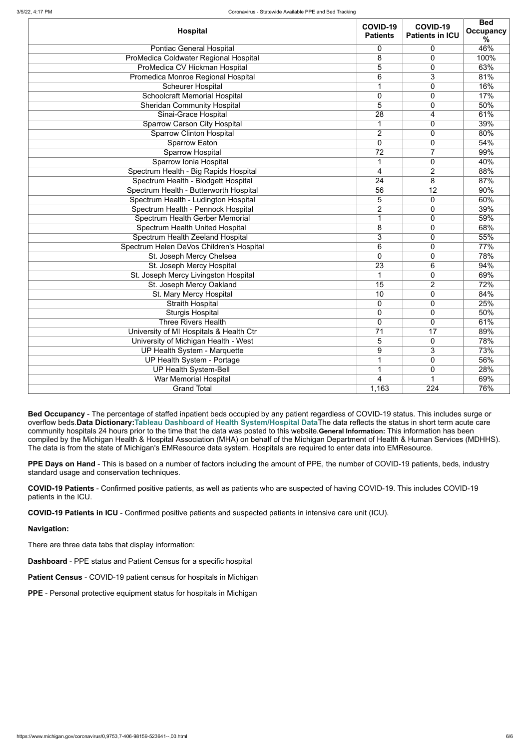| Hospital | COVID-19 Patients | COVID-19 Patients in ICU | Bed Occupancy % |
|---|---|---|---|
| Pontiac General Hospital | 0 | 0 | 46% |
| ProMedica Coldwater Regional Hospital | 8 | 0 | 100% |
| ProMedica CV Hickman Hospital | 5 | 0 | 63% |
| Promedica Monroe Regional Hospital | 6 | 3 | 81% |
| Scheurer Hospital | 1 | 0 | 16% |
| Schoolcraft Memorial Hospital | 0 | 0 | 17% |
| Sheridan Community Hospital | 5 | 0 | 50% |
| Sinai-Grace Hospital | 28 | 4 | 61% |
| Sparrow Carson City Hospital | 1 | 0 | 39% |
| Sparrow Clinton Hospital | 2 | 0 | 80% |
| Sparrow Eaton | 0 | 0 | 54% |
| Sparrow Hospital | 72 | 7 | 99% |
| Sparrow Ionia Hospital | 1 | 0 | 40% |
| Spectrum Health - Big Rapids Hospital | 4 | 2 | 88% |
| Spectrum Health - Blodgett Hospital | 24 | 8 | 87% |
| Spectrum Health - Butterworth Hospital | 56 | 12 | 90% |
| Spectrum Health - Ludington Hospital | 5 | 0 | 60% |
| Spectrum Health - Pennock Hospital | 2 | 0 | 39% |
| Spectrum Health Gerber Memorial | 1 | 0 | 59% |
| Spectrum Health United Hospital | 8 | 0 | 68% |
| Spectrum Health Zeeland Hospital | 3 | 0 | 55% |
| Spectrum Helen DeVos Children's Hospital | 6 | 0 | 77% |
| St. Joseph Mercy Chelsea | 0 | 0 | 78% |
| St. Joseph Mercy Hospital | 23 | 6 | 94% |
| St. Joseph Mercy Livingston Hospital | 1 | 0 | 69% |
| St. Joseph Mercy Oakland | 15 | 2 | 72% |
| St. Mary Mercy Hospital | 10 | 0 | 84% |
| Straith Hospital | 0 | 0 | 25% |
| Sturgis Hospital | 0 | 0 | 50% |
| Three Rivers Health | 0 | 0 | 61% |
| University of MI Hospitals & Health Ctr | 71 | 17 | 89% |
| University of Michigan Health - West | 5 | 0 | 78% |
| UP Health System - Marquette | 9 | 3 | 73% |
| UP Health System - Portage | 1 | 0 | 56% |
| UP Health System-Bell | 1 | 0 | 28% |
| War Memorial Hospital | 4 | 1 | 69% |
| Grand Total | 1,163 | 224 | 76% |

**Bed Occupancy** - The percentage of staffed inpatient beds occupied by any patient regardless of COVID-19 status. This includes surge or overflow beds.**Data Dictionary:Tableau Dashboard of Health System/Hospital Data**The data reflects the status in short term acute care community hospitals 24 hours prior to the time that the data was posted to this website.**General Information:** This information has been compiled by the Michigan Health & Hospital Association (MHA) on behalf of the Michigan Department of Health & Human Services (MDHHS). The data is from the state of Michigan's EMResource data system. Hospitals are required to enter data into EMResource.

**PPE Days on Hand** - This is based on a number of factors including the amount of PPE, the number of COVID-19 patients, beds, industry standard usage and conservation techniques.

**COVID-19 Patients** - Confirmed positive patients, as well as patients who are suspected of having COVID-19. This includes COVID-19 patients in the ICU.

**COVID-19 Patients in ICU** - Confirmed positive patients and suspected patients in intensive care unit (ICU).

**Navigation:**

There are three data tabs that display information:

**Dashboard** - PPE status and Patient Census for a specific hospital

**Patient Census** - COVID-19 patient census for hospitals in Michigan

**PPE** - Personal protective equipment status for hospitals in Michigan